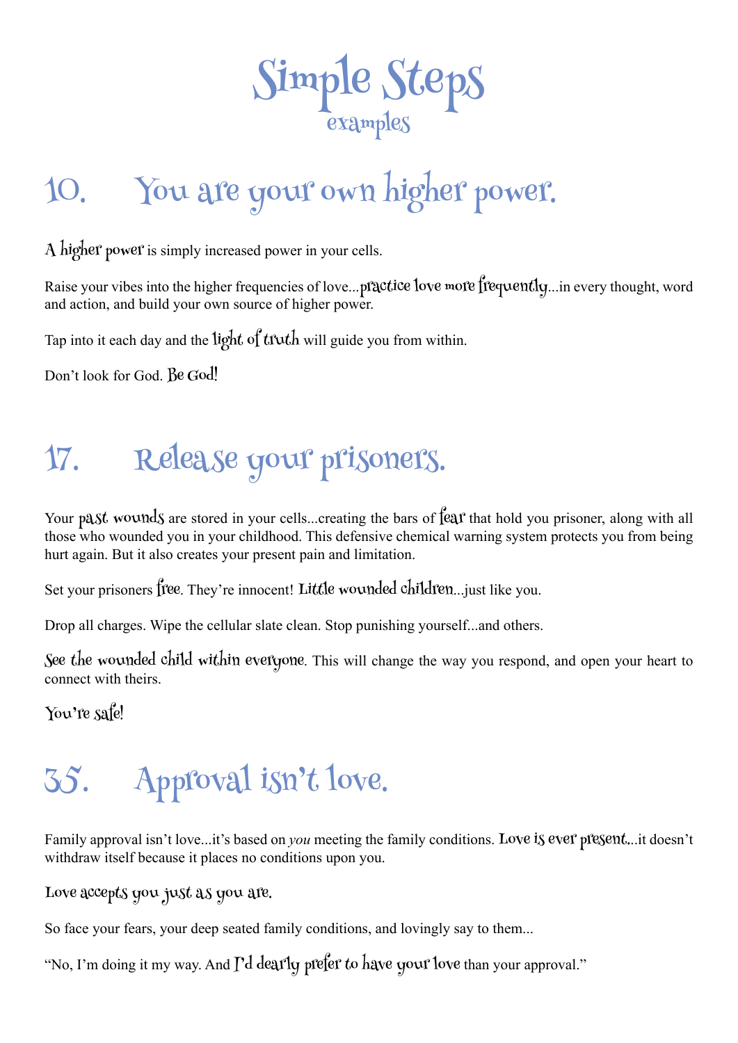# Simple Steps
### examples

## 10. You are your own higher power.

A higher power is simply increased power in your cells.

Raise your vibes into the higher frequencies of love...practice love more frequently...in every thought, word and action, and build your own source of higher power.

Tap into it each day and the light of truth will guide you from within.

Don't look for God. Be God!

## 17. Release your prisoners.

Your past wounds are stored in your cells...creating the bars of fear that hold you prisoner, along with all those who wounded you in your childhood. This defensive chemical warning system protects you from being hurt again. But it also creates your present pain and limitation.

Set your prisoners free. They're innocent! Little wounded children...just like you.

Drop all charges. Wipe the cellular slate clean. Stop punishing yourself...and others.

See the wounded child within everyone. This will change the way you respond, and open your heart to connect with theirs.

You're safe!

## 35. Approval isn't love.

Family approval isn't love...it's based on *you* meeting the family conditions. Love is ever present...it doesn't withdraw itself because it places no conditions upon you.

Love accepts you just as you are.

So face your fears, your deep seated family conditions, and lovingly say to them...

"No, I'm doing it my way. And I'd dearly prefer to have your love than your approval."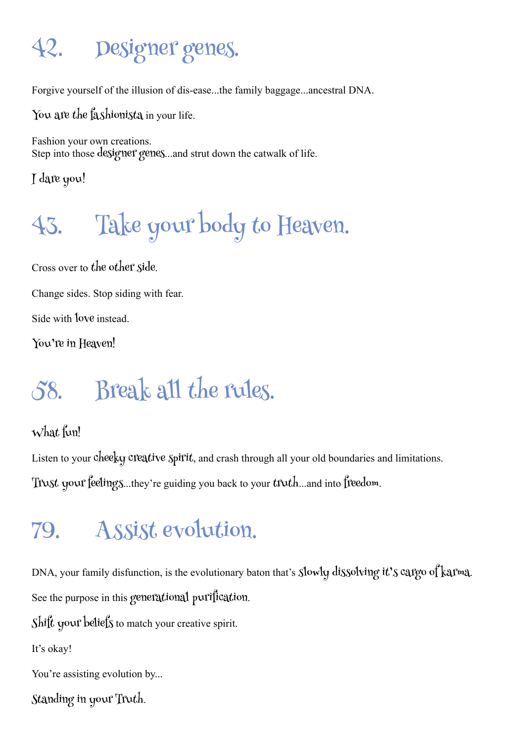## 42. Designer genes.

Forgive yourself of the illusion of dis-ease...the family baggage...ancestral DNA.

*You are the fashionista* in your life.

Fashion your own creations.
Step into those *designer genes*...and strut down the catwalk of life.

*I dare you!*

## 43. Take your body to Heaven.

Cross over to *the other side*.

Change sides. Stop siding with fear.

Side with *love* instead.

*You're in Heaven!*

## 58. Break all the rules.

*What fun!*

Listen to your *cheeky creative spirit*, and crash through all your old boundaries and limitations.

*Trust your feelings*...they're guiding you back to your *truth*...and into *freedom*.

## 79. Assist evolution.

DNA, your family disfunction, is the evolutionary baton that's *slowly dissolving it's cargo of karma*.

See the purpose in this *generational purification*.

*Shift your beliefs* to match your creative spirit.

It's okay!

You're assisting evolution by...

*Standing in your Truth.*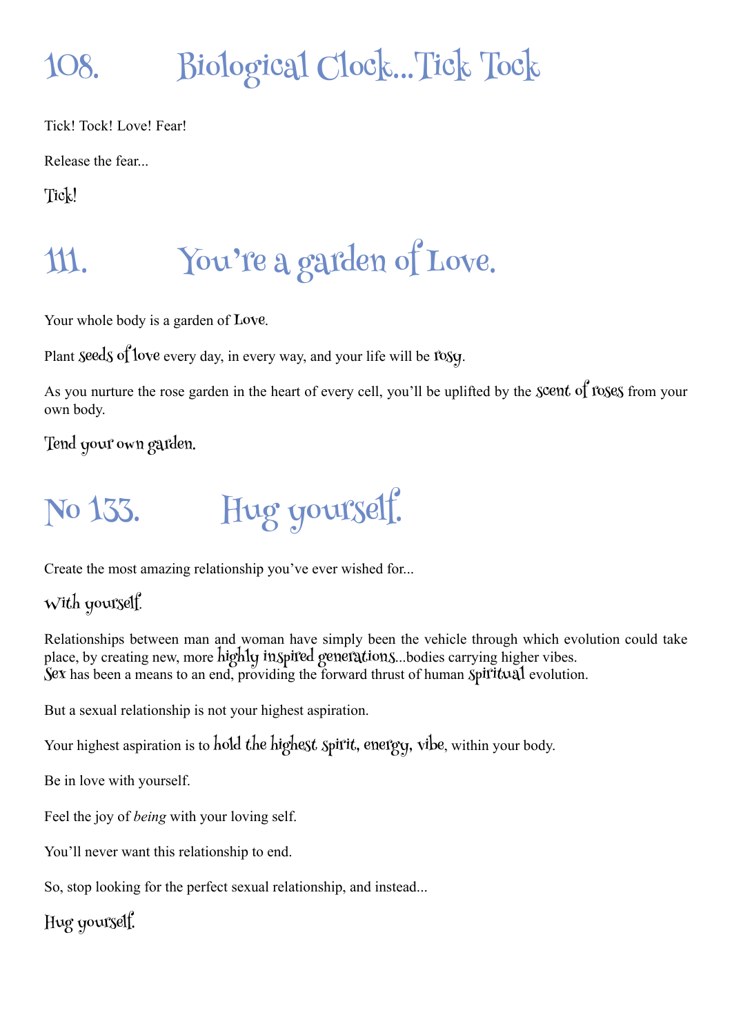# 108. Biological Clock...Tick Tock

Tick! Tock! Love! Fear!

Release the fear...

Tick!

# 111. You're a garden of Love.

Your whole body is a garden of Love.

Plant seeds of love every day, in every way, and your life will be rosy.

As you nurture the rose garden in the heart of every cell, you'll be uplifted by the scent of roses from your own body.

Tend your own garden.

# No 133. Hug yourself.

Create the most amazing relationship you've ever wished for...

With yourself.

Relationships between man and woman have simply been the vehicle through which evolution could take place, by creating new, more highly inspired generations...bodies carrying higher vibes.
Sex has been a means to an end, providing the forward thrust of human Spiritual evolution.

But a sexual relationship is not your highest aspiration.

Your highest aspiration is to hold the highest spirit, energy, vibe, within your body.

Be in love with yourself.

Feel the joy of *being* with your loving self.

You'll never want this relationship to end.

So, stop looking for the perfect sexual relationship, and instead...

Hug yourself.